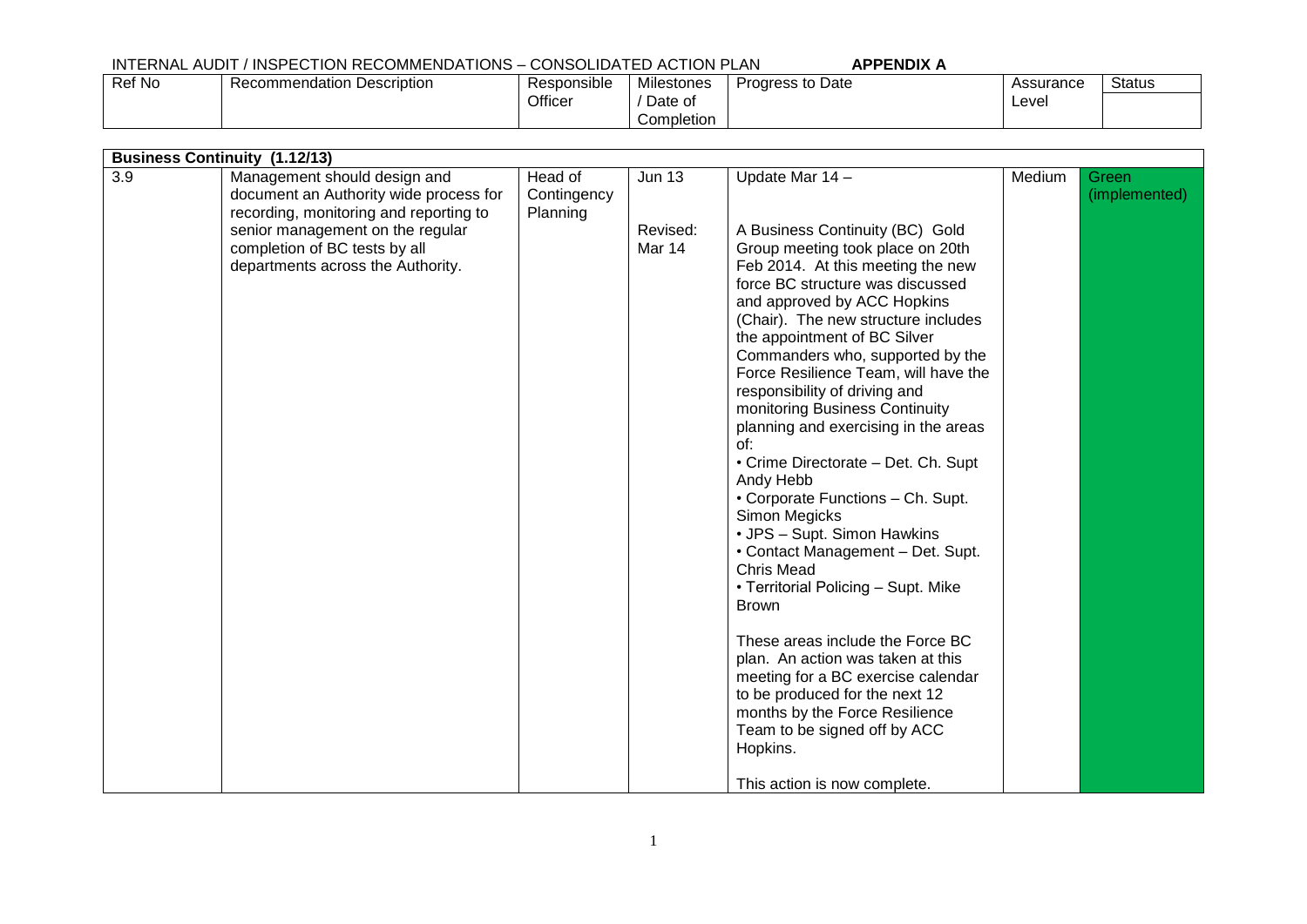INTERNAL AUDIT / INSPECTION RECOMMENDATIONS – CONSOLIDATED ACTION PLAN **APPENDIX A**

| Ref No | Recommendation Description | Responsible Officer | Milestones / Date of Completion | Progress to Date | Assurance Level | Status |
|---|---|---|---|---|---|---|
| **Business Continuity (1.12/13)** | | | | | | |
| 3.9 | Management should design and document an Authority wide process for recording, monitoring and reporting to senior management on the regular completion of BC tests by all departments across the Authority. | Head of Contingency Planning | Jun 13<br><br>Revised: Mar 14 | Update Mar 14 –<br><br>A Business Continuity (BC) Gold Group meeting took place on 20th Feb 2014. At this meeting the new force BC structure was discussed and approved by ACC Hopkins (Chair). The new structure includes the appointment of BC Silver Commanders who, supported by the Force Resilience Team, will have the responsibility of driving and monitoring Business Continuity planning and exercising in the areas of:<br>• Crime Directorate – Det. Ch. Supt Andy Hebb<br>• Corporate Functions – Ch. Supt. Simon Megicks<br>• JPS – Supt. Simon Hawkins<br>• Contact Management – Det. Supt. Chris Mead<br>• Territorial Policing – Supt. Mike Brown<br><br>These areas include the Force BC plan. An action was taken at this meeting for a BC exercise calendar to be produced for the next 12 months by the Force Resilience Team to be signed off by ACC Hopkins.<br><br>This action is now complete. | Medium | Green (implemented) |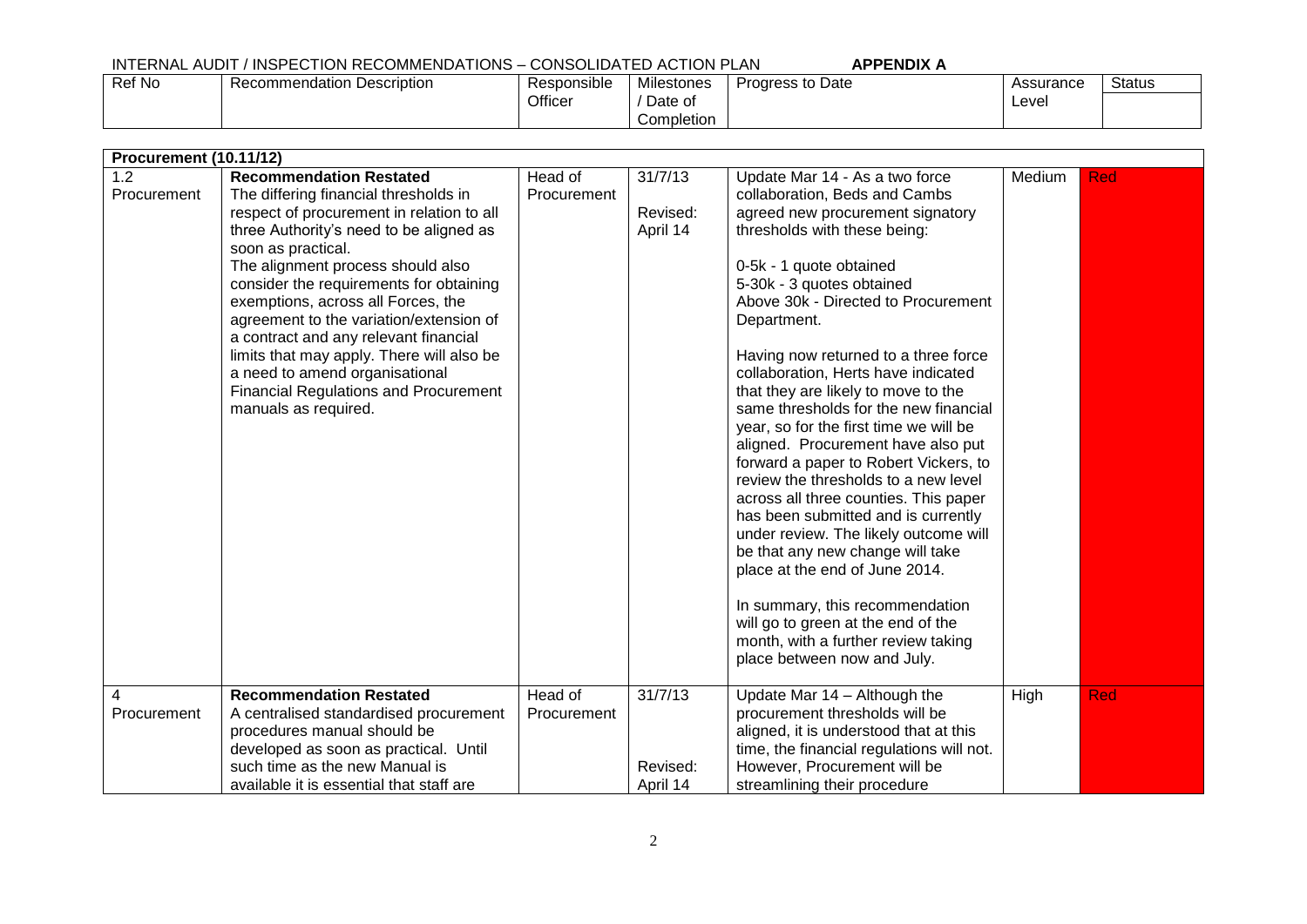INTERNAL AUDIT / INSPECTION RECOMMENDATIONS – CONSOLIDATED ACTION PLAN **APPENDIX A**

| Ref No | Recommendation Description | Responsible Officer | Milestones / Date of Completion | Progress to Date | Assurance Level | Status |
|---|---|---|---|---|---|---|
| **Procurement (10.11/12)** | | | | | | |
| 1.2 Procurement | **Recommendation Restated**<br>The differing financial thresholds in respect of procurement in relation to all three Authority's need to be aligned as soon as practical.<br>The alignment process should also consider the requirements for obtaining exemptions, across all Forces, the agreement to the variation/extension of a contract and any relevant financial limits that may apply. There will also be a need to amend organisational Financial Regulations and Procurement manuals as required. | Head of Procurement | 31/7/13<br><br>Revised: April 14 | Update Mar 14 - As a two force collaboration, Beds and Cambs agreed new procurement signatory thresholds with these being:<br><br>0-5k - 1 quote obtained<br>5-30k - 3 quotes obtained<br>Above 30k - Directed to Procurement Department.<br><br>Having now returned to a three force collaboration, Herts have indicated that they are likely to move to the same thresholds for the new financial year, so for the first time we will be aligned. Procurement have also put forward a paper to Robert Vickers, to review the thresholds to a new level across all three counties. This paper has been submitted and is currently under review. The likely outcome will be that any new change will take place at the end of June 2014.<br><br>In summary, this recommendation will go to green at the end of the month, with a further review taking place between now and July. | Medium | Red |
| 4 Procurement | **Recommendation Restated**<br>A centralised standardised procurement procedures manual should be developed as soon as practical. Until such time as the new Manual is available it is essential that staff are | Head of Procurement | 31/7/13<br><br>Revised: April 14 | Update Mar 14 – Although the procurement thresholds will be aligned, it is understood that at this time, the financial regulations will not. However, Procurement will be streamlining their procedure | High | Red |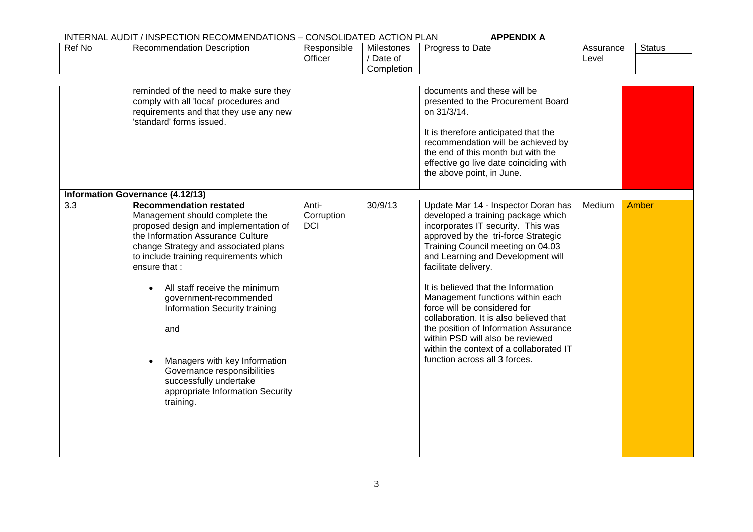INTERNAL AUDIT / INSPECTION RECOMMENDATIONS – CONSOLIDATED ACTION PLAN **APPENDIX A**

| Ref No | Recommendation Description | Responsible Officer | Milestones / Date of Completion | Progress to Date | Assurance Level | Status |
|---|---|---|---|---|---|---|
| | reminded of the need to make sure they comply with all 'local' procedures and requirements and that they use any new 'standard' forms issued. | | | documents and these will be presented to the Procurement Board on 31/3/14.<br><br>It is therefore anticipated that the recommendation will be achieved by the end of this month but with the effective go live date coinciding with the above point, in June. | | |
| **Information Governance (4.12/13)** | | | | | | |
| 3.3 | **Recommendation restated**<br>Management should complete the proposed design and implementation of the Information Assurance Culture change Strategy and associated plans to include training requirements which ensure that :<br><br>• All staff receive the minimum government-recommended Information Security training<br><br>and<br><br>• Managers with key Information Governance responsibilities successfully undertake appropriate Information Security training. | Anti-Corruption DCI | 30/9/13 | Update Mar 14 - Inspector Doran has developed a training package which incorporates IT security. This was approved by the tri-force Strategic Training Council meeting on 04.03 and Learning and Development will facilitate delivery.<br><br>It is believed that the Information Management functions within each force will be considered for collaboration. It is also believed that the position of Information Assurance within PSD will also be reviewed within the context of a collaborated IT function across all 3 forces. | Medium | Amber |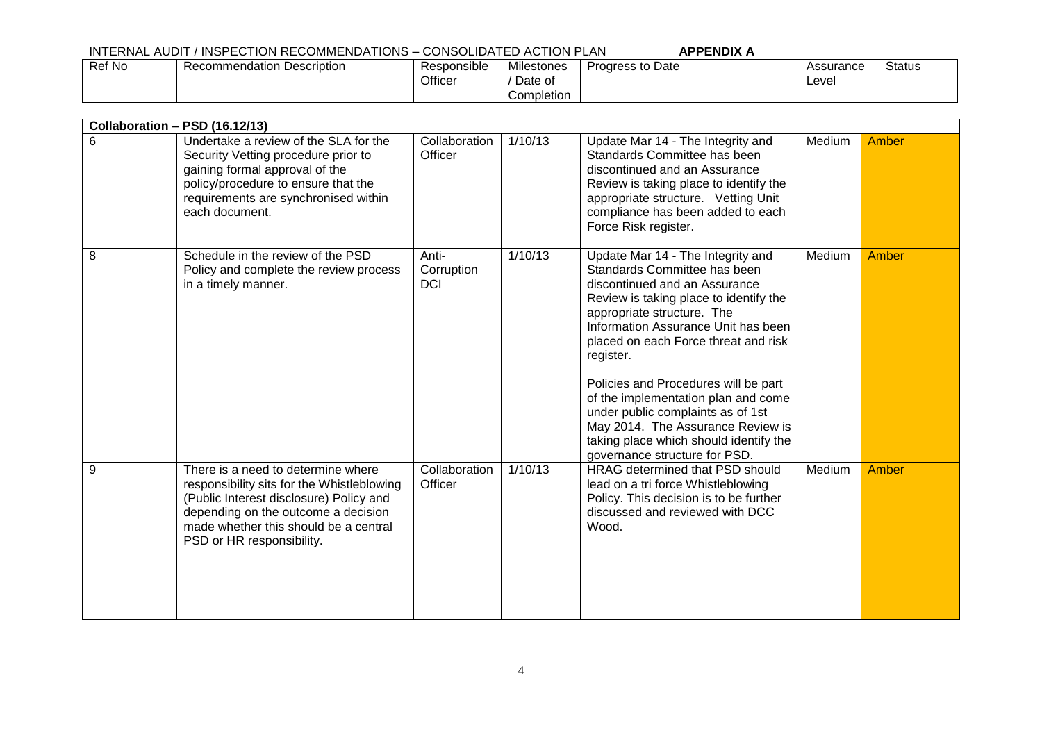INTERNAL AUDIT / INSPECTION RECOMMENDATIONS – CONSOLIDATED ACTION PLAN **APPENDIX A**

| Ref No | Recommendation Description | Responsible Officer | Milestones / Date of Completion | Progress to Date | Assurance Level | Status |
|---|---|---|---|---|---|---|
| **Collaboration – PSD (16.12/13)** | | | | | | |
| 6 | Undertake a review of the SLA for the Security Vetting procedure prior to gaining formal approval of the policy/procedure to ensure that the requirements are synchronised within each document. | Collaboration Officer | 1/10/13 | Update Mar 14 - The Integrity and Standards Committee has been discontinued and an Assurance Review is taking place to identify the appropriate structure. Vetting Unit compliance has been added to each Force Risk register. | Medium | Amber |
| 8 | Schedule in the review of the PSD Policy and complete the review process in a timely manner. | Anti-Corruption DCI | 1/10/13 | Update Mar 14 - The Integrity and Standards Committee has been discontinued and an Assurance Review is taking place to identify the appropriate structure. The Information Assurance Unit has been placed on each Force threat and risk register.<br><br>Policies and Procedures will be part of the implementation plan and come under public complaints as of 1st May 2014. The Assurance Review is taking place which should identify the governance structure for PSD. | Medium | Amber |
| 9 | There is a need to determine where responsibility sits for the Whistleblowing (Public Interest disclosure) Policy and depending on the outcome a decision made whether this should be a central PSD or HR responsibility. | Collaboration Officer | 1/10/13 | HRAG determined that PSD should lead on a tri force Whistleblowing Policy. This decision is to be further discussed and reviewed with DCC Wood. | Medium | Amber |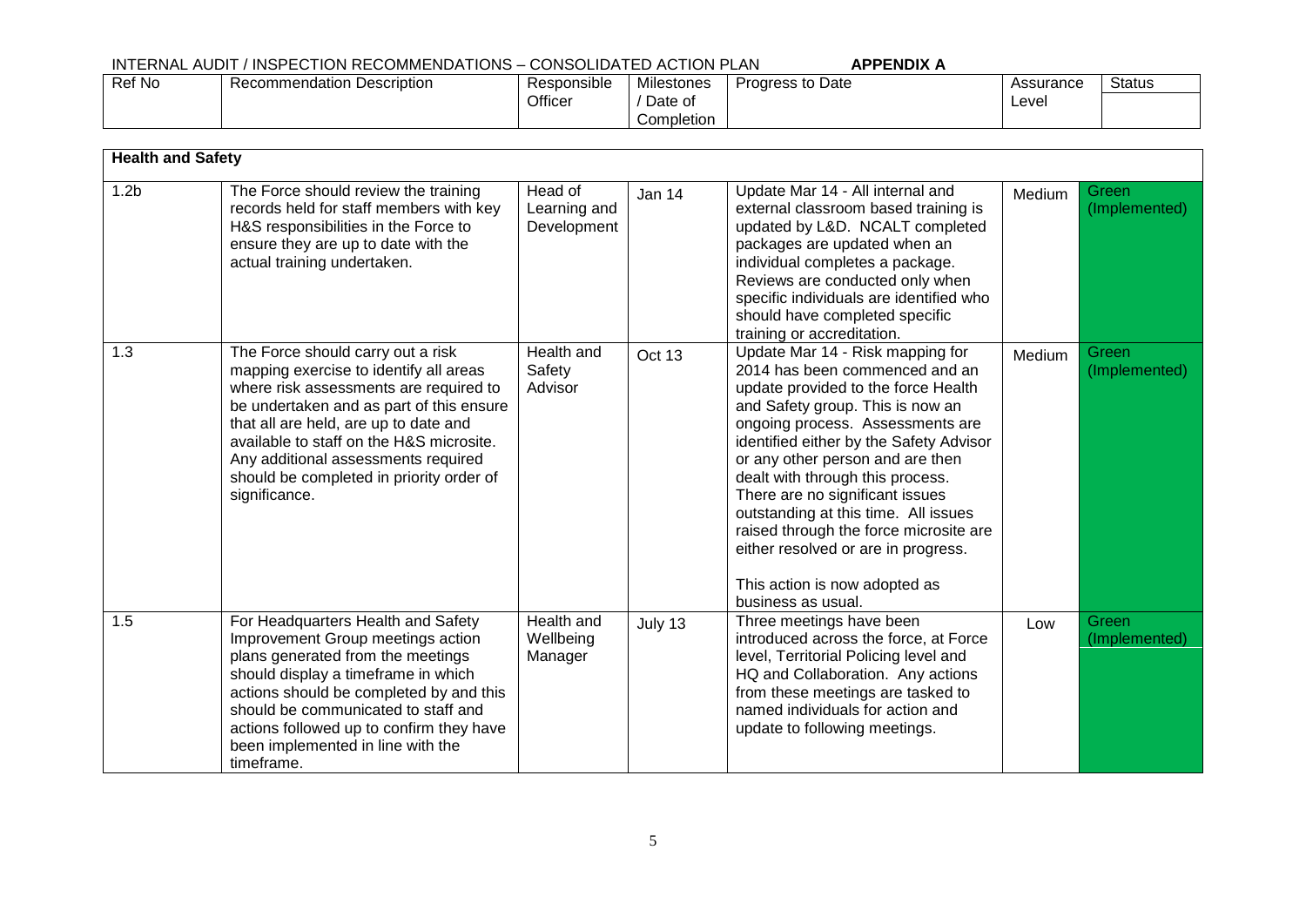INTERNAL AUDIT / INSPECTION RECOMMENDATIONS – CONSOLIDATED ACTION PLAN **APPENDIX A**

| Ref No | Recommendation Description | Responsible Officer | Milestones / Date of Completion | Progress to Date | Assurance Level | Status |
|---|---|---|---|---|---|---|
| **Health and Safety** | | | | | | |
| 1.2b | The Force should review the training records held for staff members with key H&S responsibilities in the Force to ensure they are up to date with the actual training undertaken. | Head of Learning and Development | Jan 14 | Update Mar 14 - All internal and external classroom based training is updated by L&D. NCALT completed packages are updated when an individual completes a package. Reviews are conducted only when specific individuals are identified who should have completed specific training or accreditation. | Medium | Green (Implemented) |
| 1.3 | The Force should carry out a risk mapping exercise to identify all areas where risk assessments are required to be undertaken and as part of this ensure that all are held, are up to date and available to staff on the H&S microsite. Any additional assessments required should be completed in priority order of significance. | Health and Safety Advisor | Oct 13 | Update Mar 14 - Risk mapping for 2014 has been commenced and an update provided to the force Health and Safety group. This is now an ongoing process. Assessments are identified either by the Safety Advisor or any other person and are then dealt with through this process. There are no significant issues outstanding at this time. All issues raised through the force microsite are either resolved or are in progress.<br><br>This action is now adopted as business as usual. | Medium | Green (Implemented) |
| 1.5 | For Headquarters Health and Safety Improvement Group meetings action plans generated from the meetings should display a timeframe in which actions should be completed by and this should be communicated to staff and actions followed up to confirm they have been implemented in line with the timeframe. | Health and Wellbeing Manager | July 13 | Three meetings have been introduced across the force, at Force level, Territorial Policing level and HQ and Collaboration. Any actions from these meetings are tasked to named individuals for action and update to following meetings. | Low | Green (Implemented) |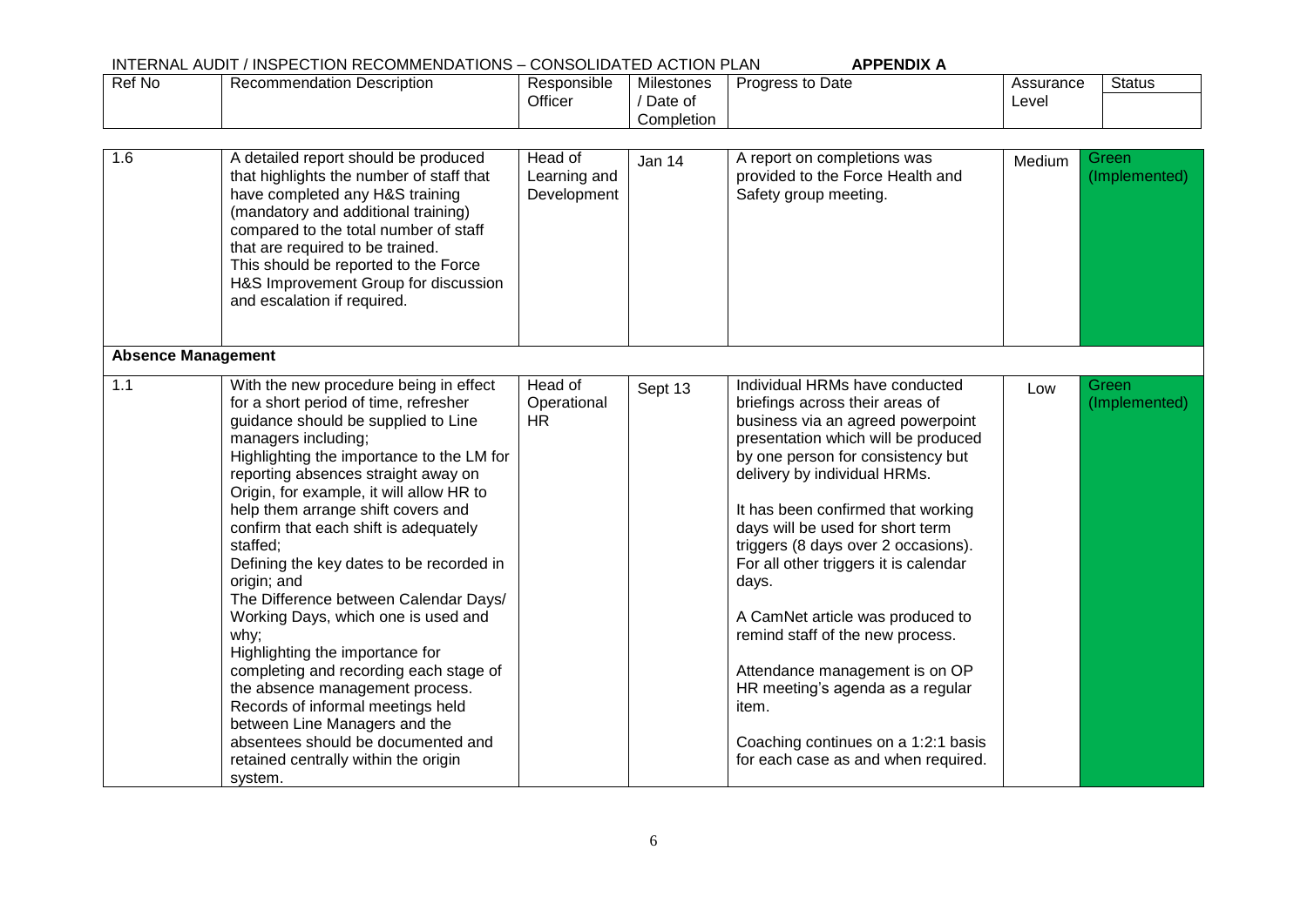INTERNAL AUDIT / INSPECTION RECOMMENDATIONS – CONSOLIDATED ACTION PLAN **APPENDIX A**

| Ref No | Recommendation Description | Responsible Officer | Milestones / Date of Completion | Progress to Date | Assurance Level | Status |
|---|---|---|---|---|---|---|
| 1.6 | A detailed report should be produced that highlights the number of staff that have completed any H&S training (mandatory and additional training) compared to the total number of staff that are required to be trained.<br>This should be reported to the Force H&S Improvement Group for discussion and escalation if required. | Head of Learning and Development | Jan 14 | A report on completions was provided to the Force Health and Safety group meeting. | Medium | Green (Implemented) |
| **Absence Management** | | | | | | |
| 1.1 | With the new procedure being in effect for a short period of time, refresher guidance should be supplied to Line managers including;<br>Highlighting the importance to the LM for reporting absences straight away on Origin, for example, it will allow HR to help them arrange shift covers and confirm that each shift is adequately staffed;<br>Defining the key dates to be recorded in origin; and<br>The Difference between Calendar Days/ Working Days, which one is used and why;<br>Highlighting the importance for completing and recording each stage of the absence management process.<br>Records of informal meetings held between Line Managers and the absentees should be documented and retained centrally within the origin system. | Head of Operational HR | Sept 13 | Individual HRMs have conducted briefings across their areas of business via an agreed powerpoint presentation which will be produced by one person for consistency but delivery by individual HRMs.<br><br>It has been confirmed that working days will be used for short term triggers (8 days over 2 occasions). For all other triggers it is calendar days.<br><br>A CamNet article was produced to remind staff of the new process.<br><br>Attendance management is on OP HR meeting's agenda as a regular item.<br><br>Coaching continues on a 1:2:1 basis for each case as and when required. | Low | Green (Implemented) |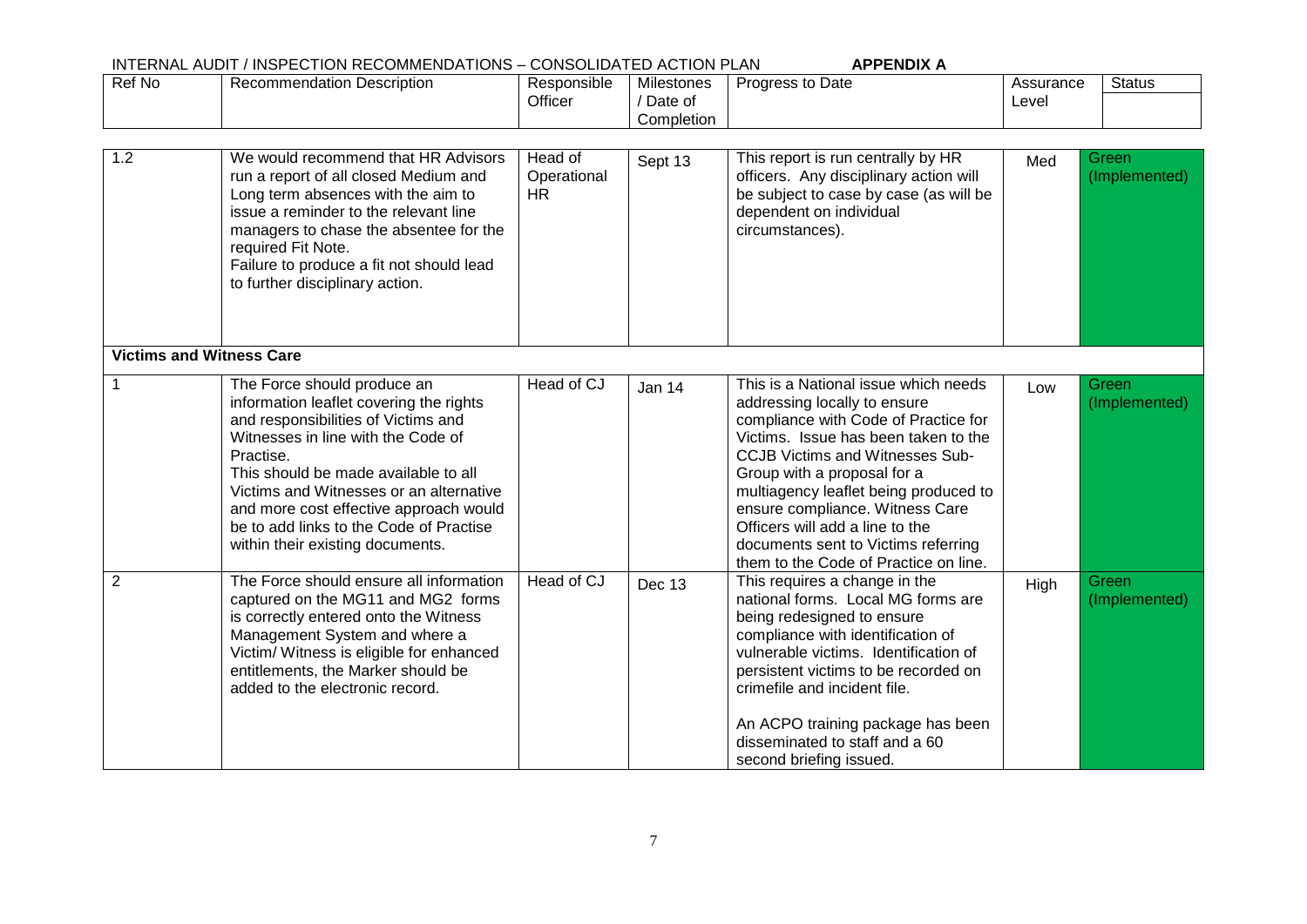INTERNAL AUDIT / INSPECTION RECOMMENDATIONS – CONSOLIDATED ACTION PLAN **APPENDIX A**

| Ref No | Recommendation Description | Responsible Officer | Milestones / Date of Completion | Progress to Date | Assurance Level | Status |
|---|---|---|---|---|---|---|
| 1.2 | We would recommend that HR Advisors run a report of all closed Medium and Long term absences with the aim to issue a reminder to the relevant line managers to chase the absentee for the required Fit Note.<br>Failure to produce a fit not should lead to further disciplinary action. | Head of Operational HR | Sept 13 | This report is run centrally by HR officers. Any disciplinary action will be subject to case by case (as will be dependent on individual circumstances). | Med | Green (Implemented) |
| **Victims and Witness Care** | | | | | | |
| 1 | The Force should produce an information leaflet covering the rights and responsibilities of Victims and Witnesses in line with the Code of Practise.<br>This should be made available to all Victims and Witnesses or an alternative and more cost effective approach would be to add links to the Code of Practise within their existing documents. | Head of CJ | Jan 14 | This is a National issue which needs addressing locally to ensure compliance with Code of Practice for Victims. Issue has been taken to the CCJB Victims and Witnesses Sub-Group with a proposal for a multiagency leaflet being produced to ensure compliance. Witness Care Officers will add a line to the documents sent to Victims referring them to the Code of Practice on line. | Low | Green (Implemented) |
| 2 | The Force should ensure all information captured on the MG11 and MG2 forms is correctly entered onto the Witness Management System and where a Victim/ Witness is eligible for enhanced entitlements, the Marker should be added to the electronic record. | Head of CJ | Dec 13 | This requires a change in the national forms. Local MG forms are being redesigned to ensure compliance with identification of vulnerable victims. Identification of persistent victims to be recorded on crimefile and incident file.<br><br>An ACPO training package has been disseminated to staff and a 60 second briefing issued. | High | Green (Implemented) |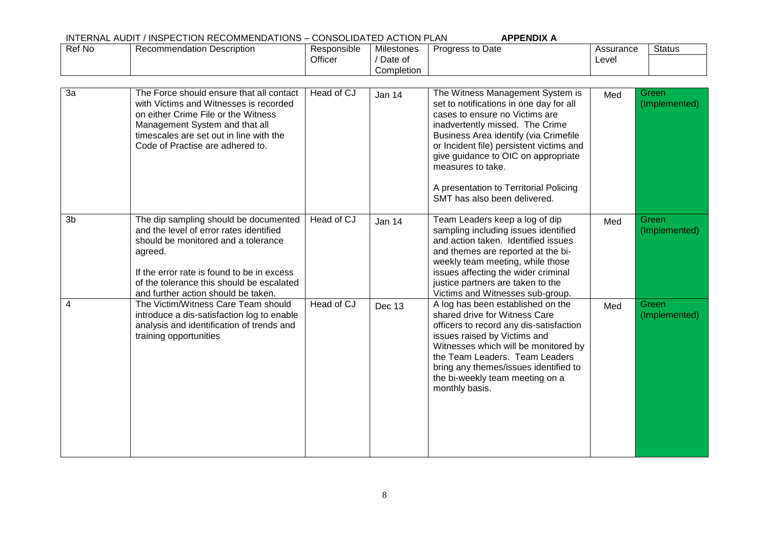INTERNAL AUDIT / INSPECTION RECOMMENDATIONS – CONSOLIDATED ACTION PLAN **APPENDIX A**

| Ref No | Recommendation Description | Responsible Officer | Milestones / Date of Completion | Progress to Date | Assurance Level | Status |
|---|---|---|---|---|---|---|
| 3a | The Force should ensure that all contact with Victims and Witnesses is recorded on either Crime File or the Witness Management System and that all timescales are set out in line with the Code of Practise are adhered to. | Head of CJ | Jan 14 | The Witness Management System is set to notifications in one day for all cases to ensure no Victims are inadvertently missed. The Crime Business Area identify (via Crimefile or Incident file) persistent victims and give guidance to OIC on appropriate measures to take.<br><br>A presentation to Territorial Policing SMT has also been delivered. | Med | Green (Implemented) |
| 3b | The dip sampling should be documented and the level of error rates identified should be monitored and a tolerance agreed.<br><br>If the error rate is found to be in excess of the tolerance this should be escalated and further action should be taken. | Head of CJ | Jan 14 | Team Leaders keep a log of dip sampling including issues identified and action taken. Identified issues and themes are reported at the bi-weekly team meeting, while those issues affecting the wider criminal justice partners are taken to the Victims and Witnesses sub-group. | Med | Green (Implemented) |
| 4 | The Victim/Witness Care Team should introduce a dis-satisfaction log to enable analysis and identification of trends and training opportunities | Head of CJ | Dec 13 | A log has been established on the shared drive for Witness Care officers to record any dis-satisfaction issues raised by Victims and Witnesses which will be monitored by the Team Leaders. Team Leaders bring any themes/issues identified to the bi-weekly team meeting on a monthly basis. | Med | Green (Implemented) |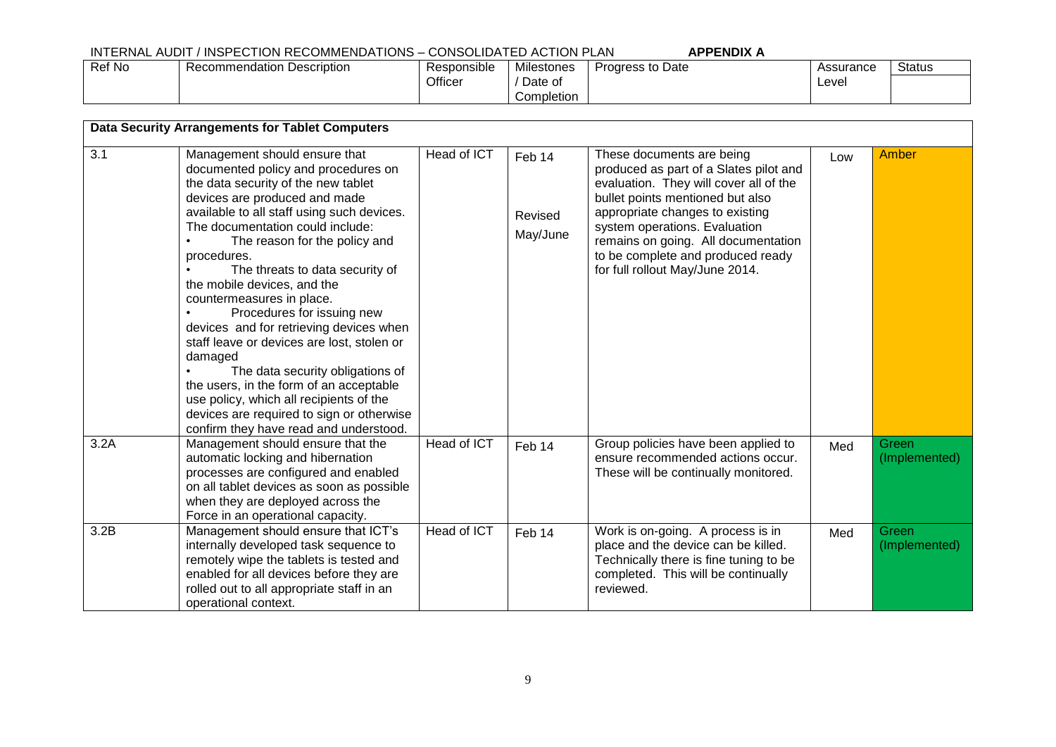INTERNAL AUDIT / INSPECTION RECOMMENDATIONS – CONSOLIDATED ACTION PLAN **APPENDIX A**

| Ref No | Recommendation Description | Responsible Officer | Milestones / Date of Completion | Progress to Date | Assurance Level | Status |
|---|---|---|---|---|---|---|
| **Data Security Arrangements for Tablet Computers** | | | | | | |
| 3.1 | Management should ensure that documented policy and procedures on the data security of the new tablet devices are produced and made available to all staff using such devices. The documentation could include: • The reason for the policy and procedures. • The threats to data security of the mobile devices, and the countermeasures in place. • Procedures for issuing new devices and for retrieving devices when staff leave or devices are lost, stolen or damaged • The data security obligations of the users, in the form of an acceptable use policy, which all recipients of the devices are required to sign or otherwise confirm they have read and understood. | Head of ICT | Feb 14 Revised May/June | These documents are being produced as part of a Slates pilot and evaluation. They will cover all of the bullet points mentioned but also appropriate changes to existing system operations. Evaluation remains on going. All documentation to be complete and produced ready for full rollout May/June 2014. | Low | Amber |
| 3.2A | Management should ensure that the automatic locking and hibernation processes are configured and enabled on all tablet devices as soon as possible when they are deployed across the Force in an operational capacity. | Head of ICT | Feb 14 | Group policies have been applied to ensure recommended actions occur. These will be continually monitored. | Med | Green (Implemented) |
| 3.2B | Management should ensure that ICT's internally developed task sequence to remotely wipe the tablets is tested and enabled for all devices before they are rolled out to all appropriate staff in an operational context. | Head of ICT | Feb 14 | Work is on-going. A process is in place and the device can be killed. Technically there is fine tuning to be completed. This will be continually reviewed. | Med | Green (Implemented) |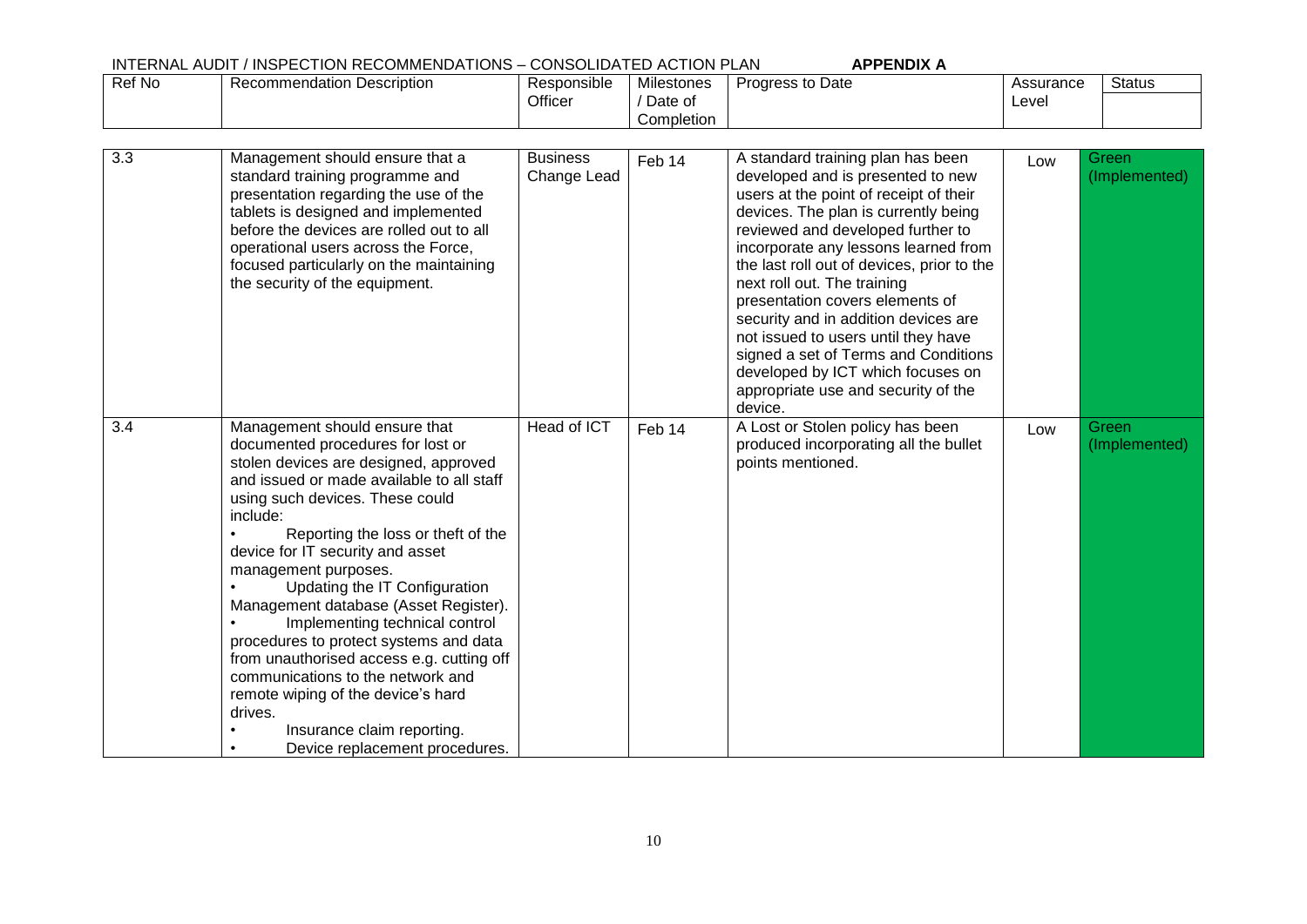INTERNAL AUDIT / INSPECTION RECOMMENDATIONS – CONSOLIDATED ACTION PLAN **APPENDIX A**

| Ref No | Recommendation Description | Responsible Officer | Milestones / Date of Completion | Progress to Date | Assurance Level | Status |
|---|---|---|---|---|---|---|
| 3.3 | Management should ensure that a standard training programme and presentation regarding the use of the tablets is designed and implemented before the devices are rolled out to all operational users across the Force, focused particularly on the maintaining the security of the equipment. | Business Change Lead | Feb 14 | A standard training plan has been developed and is presented to new users at the point of receipt of their devices. The plan is currently being reviewed and developed further to incorporate any lessons learned from the last roll out of devices, prior to the next roll out. The training presentation covers elements of security and in addition devices are not issued to users until they have signed a set of Terms and Conditions developed by ICT which focuses on appropriate use and security of the device. | Low | Green (Implemented) |
| 3.4 | Management should ensure that documented procedures for lost or stolen devices are designed, approved and issued or made available to all staff using such devices. These could include:<br>• Reporting the loss or theft of the device for IT security and asset management purposes.<br>• Updating the IT Configuration Management database (Asset Register).<br>• Implementing technical control procedures to protect systems and data from unauthorised access e.g. cutting off communications to the network and remote wiping of the device's hard drives.<br>• Insurance claim reporting.<br>• Device replacement procedures. | Head of ICT | Feb 14 | A Lost or Stolen policy has been produced incorporating all the bullet points mentioned. | Low | Green (Implemented) |